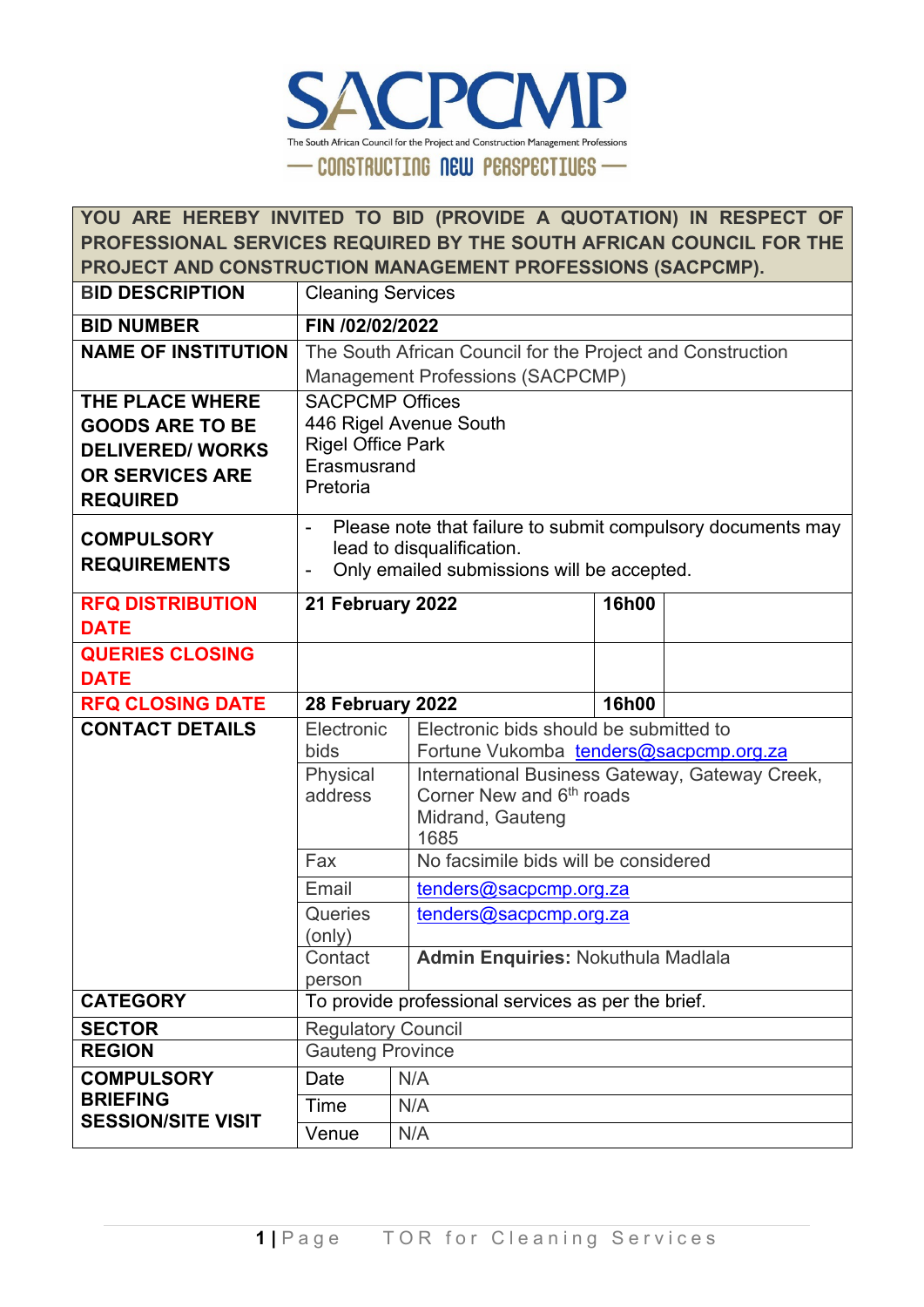# SACPCMP

The South African Council for the Project and Construction Management Professions

— CONSTRUCTING NEW PERSPECTIVES —

| YOU ARE HEREBY INVITED TO BID (PROVIDE A QUOTATION) IN RESPECT OF PROFESSIONAL SERVICES REQUIRED BY THE SOUTH AFRICAN COUNCIL FOR THE PROJECT AND CONSTRUCTION MANAGEMENT PROFESSIONS (SACPCMP). | | | |
|---|---|---|---|
| **BID DESCRIPTION** | Cleaning Services | | |
| **BID NUMBER** | **FIN /02/02/2022** | | |
| **NAME OF INSTITUTION** | The South African Council for the Project and Construction Management Professions (SACPCMP) | | |
| **THE PLACE WHERE GOODS ARE TO BE DELIVERED/ WORKS OR SERVICES ARE REQUIRED** | SACPCMP Offices<br>446 Rigel Avenue South<br>Rigel Office Park<br>Erasmusrand<br>Pretoria | | |
| **COMPULSORY REQUIREMENTS** | - Please note that failure to submit compulsory documents may lead to disqualification.<br>- Only emailed submissions will be accepted. | | |
| **RFQ DISTRIBUTION DATE** | **21 February 2022** | **16h00** | |
| **QUERIES CLOSING DATE** | | | |
| **RFQ CLOSING DATE** | **28 February 2022** | **16h00** | |
| **CONTACT DETAILS** | Electronic bids | Electronic bids should be submitted to Fortune Vukomba tenders@sacpcmp.org.za | |
| | Physical address | International Business Gateway, Gateway Creek, Corner New and 6th roads<br>Midrand, Gauteng<br>1685 | |
| | Fax | No facsimile bids will be considered | |
| | Email | tenders@sacpcmp.org.za | |
| | Queries (only) | tenders@sacpcmp.org.za | |
| | Contact person | **Admin Enquiries:** Nokuthula Madlala | |
| **CATEGORY** | To provide professional services as per the brief. | | |
| **SECTOR** | Regulatory Council | | |
| **REGION** | Gauteng Province | | |
| **COMPULSORY BRIEFING SESSION/SITE VISIT** | Date | N/A | |
| | Time | N/A | |
| | Venue | N/A | |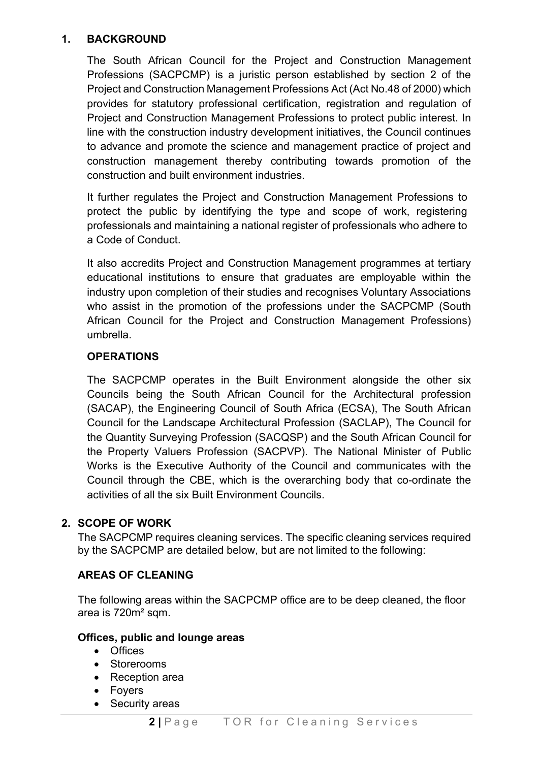## 1. BACKGROUND

The South African Council for the Project and Construction Management Professions (SACPCMP) is a juristic person established by section 2 of the Project and Construction Management Professions Act (Act No.48 of 2000) which provides for statutory professional certification, registration and regulation of Project and Construction Management Professions to protect public interest. In line with the construction industry development initiatives, the Council continues to advance and promote the science and management practice of project and construction management thereby contributing towards promotion of the construction and built environment industries.

It further regulates the Project and Construction Management Professions to protect the public by identifying the type and scope of work, registering professionals and maintaining a national register of professionals who adhere to a Code of Conduct.

It also accredits Project and Construction Management programmes at tertiary educational institutions to ensure that graduates are employable within the industry upon completion of their studies and recognises Voluntary Associations who assist in the promotion of the professions under the SACPCMP (South African Council for the Project and Construction Management Professions) umbrella.

### OPERATIONS

The SACPCMP operates in the Built Environment alongside the other six Councils being the South African Council for the Architectural profession (SACAP), the Engineering Council of South Africa (ECSA), The South African Council for the Landscape Architectural Profession (SACLAP), The Council for the Quantity Surveying Profession (SACQSP) and the South African Council for the Property Valuers Profession (SACPVP). The National Minister of Public Works is the Executive Authority of the Council and communicates with the Council through the CBE, which is the overarching body that co-ordinate the activities of all the six Built Environment Councils.

## 2. SCOPE OF WORK

The SACPCMP requires cleaning services. The specific cleaning services required by the SACPCMP are detailed below, but are not limited to the following:

### AREAS OF CLEANING

The following areas within the SACPCMP office are to be deep cleaned, the floor area is 720m² sqm.

**Offices, public and lounge areas**

- Offices
- Storerooms
- Reception area
- Foyers
- Security areas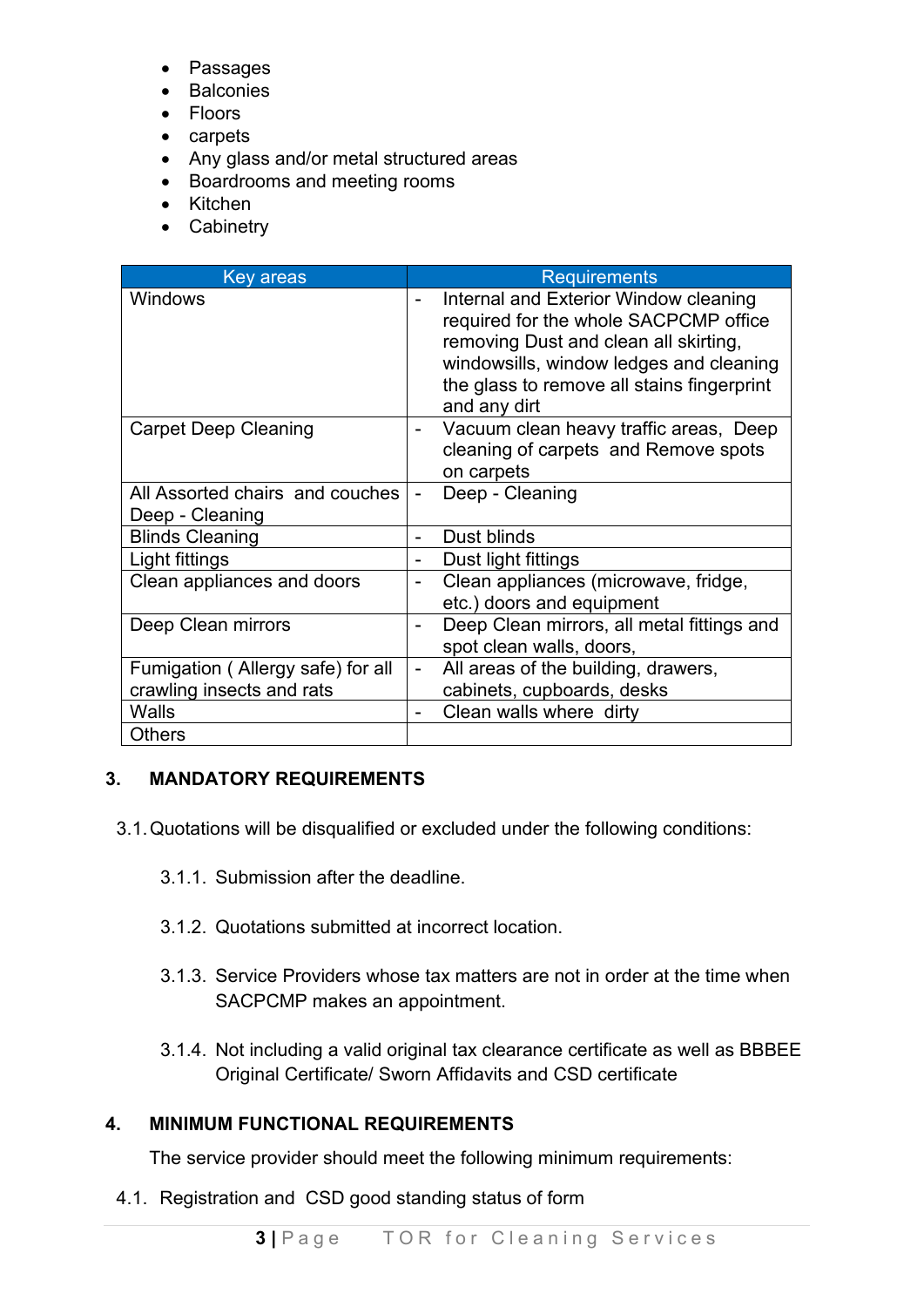- Passages
- Balconies
- Floors
- carpets
- Any glass and/or metal structured areas
- Boardrooms and meeting rooms
- Kitchen
- Cabinetry

| Key areas | Requirements |
|---|---|
| Windows | - Internal and Exterior Window cleaning required for the whole SACPCMP office removing Dust and clean all skirting, windowsills, window ledges and cleaning the glass to remove all stains fingerprint and any dirt |
| Carpet Deep Cleaning | - Vacuum clean heavy traffic areas, Deep cleaning of carpets and Remove spots on carpets |
| All Assorted chairs and couches Deep - Cleaning | - Deep - Cleaning |
| Blinds Cleaning | - Dust blinds |
| Light fittings | - Dust light fittings |
| Clean appliances and doors | - Clean appliances (microwave, fridge, etc.) doors and equipment |
| Deep Clean mirrors | - Deep Clean mirrors, all metal fittings and spot clean walls, doors, |
| Fumigation ( Allergy safe) for all crawling insects and rats | - All areas of the building, drawers, cabinets, cupboards, desks |
| Walls | - Clean walls where dirty |
| Others | |

## 3. MANDATORY REQUIREMENTS

3.1. Quotations will be disqualified or excluded under the following conditions:

3.1.1. Submission after the deadline.

3.1.2. Quotations submitted at incorrect location.

3.1.3. Service Providers whose tax matters are not in order at the time when SACPCMP makes an appointment.

3.1.4. Not including a valid original tax clearance certificate as well as BBBEE Original Certificate/ Sworn Affidavits and CSD certificate

## 4. MINIMUM FUNCTIONAL REQUIREMENTS

The service provider should meet the following minimum requirements:

4.1. Registration and CSD good standing status of form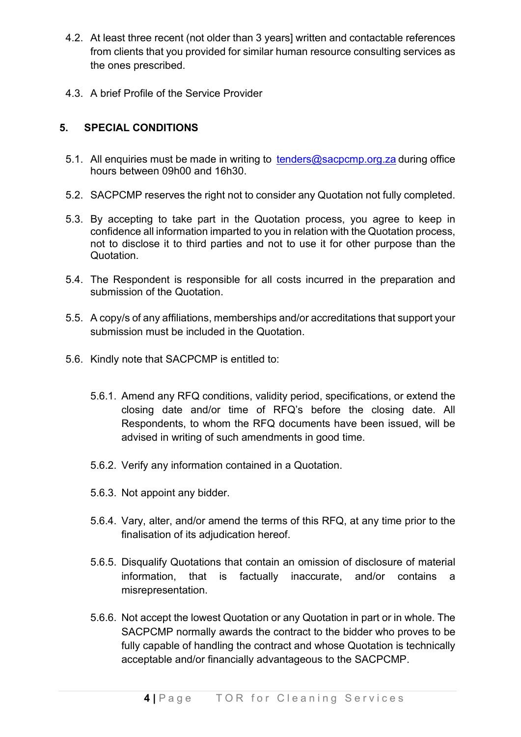4.2. At least three recent (not older than 3 years] written and contactable references from clients that you provided for similar human resource consulting services as the ones prescribed.

4.3. A brief Profile of the Service Provider

## 5. SPECIAL CONDITIONS

5.1. All enquiries must be made in writing to [tenders@sacpcmp.org.za](mailto:tenders@sacpcmp.org.za) during office hours between 09h00 and 16h30.

5.2. SACPCMP reserves the right not to consider any Quotation not fully completed.

5.3. By accepting to take part in the Quotation process, you agree to keep in confidence all information imparted to you in relation with the Quotation process, not to disclose it to third parties and not to use it for other purpose than the Quotation.

5.4. The Respondent is responsible for all costs incurred in the preparation and submission of the Quotation.

5.5. A copy/s of any affiliations, memberships and/or accreditations that support your submission must be included in the Quotation.

5.6. Kindly note that SACPCMP is entitled to:

5.6.1. Amend any RFQ conditions, validity period, specifications, or extend the closing date and/or time of RFQ's before the closing date. All Respondents, to whom the RFQ documents have been issued, will be advised in writing of such amendments in good time.

5.6.2. Verify any information contained in a Quotation.

5.6.3. Not appoint any bidder.

5.6.4. Vary, alter, and/or amend the terms of this RFQ, at any time prior to the finalisation of its adjudication hereof.

5.6.5. Disqualify Quotations that contain an omission of disclosure of material information, that is factually inaccurate, and/or contains a misrepresentation.

5.6.6. Not accept the lowest Quotation or any Quotation in part or in whole. The SACPCMP normally awards the contract to the bidder who proves to be fully capable of handling the contract and whose Quotation is technically acceptable and/or financially advantageous to the SACPCMP.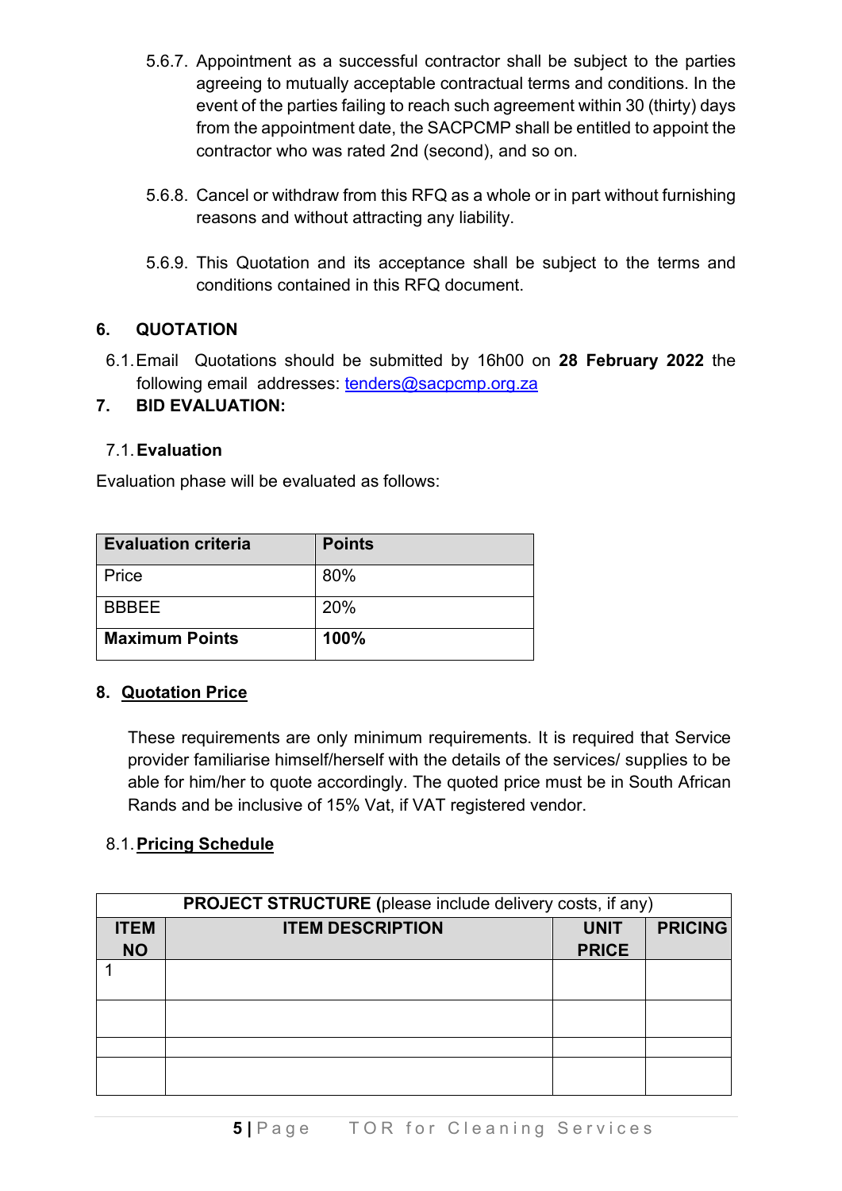5.6.7. Appointment as a successful contractor shall be subject to the parties agreeing to mutually acceptable contractual terms and conditions. In the event of the parties failing to reach such agreement within 30 (thirty) days from the appointment date, the SACPCMP shall be entitled to appoint the contractor who was rated 2nd (second), and so on.

5.6.8. Cancel or withdraw from this RFQ as a whole or in part without furnishing reasons and without attracting any liability.

5.6.9. This Quotation and its acceptance shall be subject to the terms and conditions contained in this RFQ document.

## 6. QUOTATION

6.1. Email Quotations should be submitted by 16h00 on **28 February 2022** the following email addresses: tenders@sacpcmp.org.za

## 7. BID EVALUATION:

### 7.1. Evaluation

Evaluation phase will be evaluated as follows:

| Evaluation criteria | Points |
|---|---|
| Price | 80% |
| BBBEE | 20% |
| **Maximum Points** | **100%** |

## 8. Quotation Price

These requirements are only minimum requirements. It is required that Service provider familiarise himself/herself with the details of the services/ supplies to be able for him/her to quote accordingly. The quoted price must be in South African Rands and be inclusive of 15% Vat, if VAT registered vendor.

### 8.1. Pricing Schedule

| **PROJECT STRUCTURE** (please include delivery costs, if any) | | | |
|---|---|---|---|
| **ITEM NO** | **ITEM DESCRIPTION** | **UNIT PRICE** | **PRICING** |
| 1 | | | |
| | | | |
| | | | |
| | | | |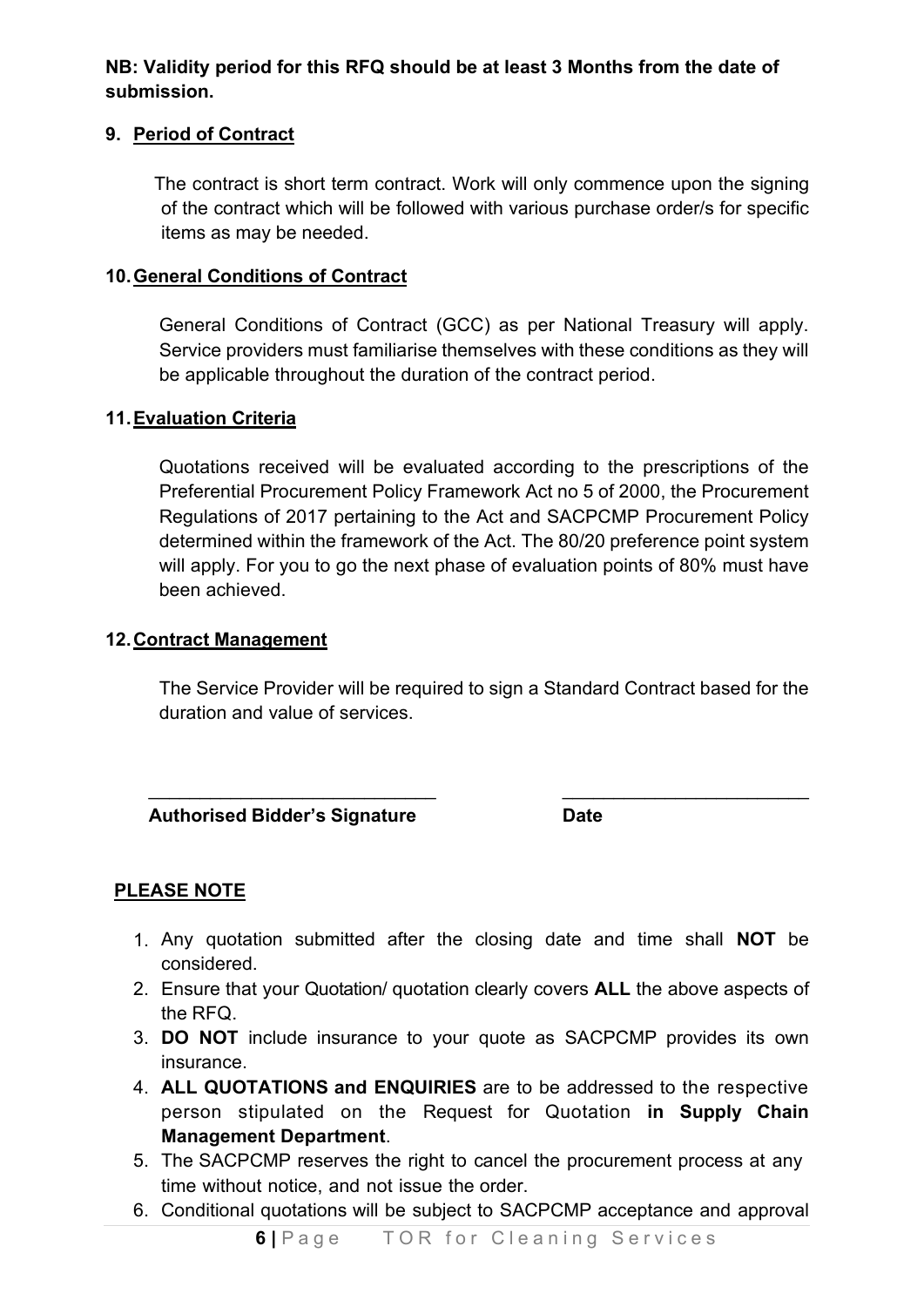**NB: Validity period for this RFQ should be at least 3 Months from the date of submission.**

## 9. Period of Contract

The contract is short term contract. Work will only commence upon the signing of the contract which will be followed with various purchase order/s for specific items as may be needed.

## 10. General Conditions of Contract

General Conditions of Contract (GCC) as per National Treasury will apply. Service providers must familiarise themselves with these conditions as they will be applicable throughout the duration of the contract period.

## 11. Evaluation Criteria

Quotations received will be evaluated according to the prescriptions of the Preferential Procurement Policy Framework Act no 5 of 2000, the Procurement Regulations of 2017 pertaining to the Act and SACPCMP Procurement Policy determined within the framework of the Act. The 80/20 preference point system will apply. For you to go the next phase of evaluation points of 80% must have been achieved.

## 12. Contract Management

The Service Provider will be required to sign a Standard Contract based for the duration and value of services.

\_\_\_\_\_\_\_\_\_\_\_\_\_\_\_\_\_\_\_\_\_\_\_\_\_\_\_\_ \_\_\_\_\_\_\_\_\_\_\_\_\_\_\_\_\_\_\_\_\_\_\_\_\_\_

**Authorised Bidder's Signature** **Date**

## PLEASE NOTE

1. Any quotation submitted after the closing date and time shall **NOT** be considered.
2. Ensure that your Quotation/ quotation clearly covers **ALL** the above aspects of the RFQ.
3. **DO NOT** include insurance to your quote as SACPCMP provides its own insurance.
4. **ALL QUOTATIONS and ENQUIRIES** are to be addressed to the respective person stipulated on the Request for Quotation **in Supply Chain Management Department**.
5. The SACPCMP reserves the right to cancel the procurement process at any time without notice, and not issue the order.
6. Conditional quotations will be subject to SACPCMP acceptance and approval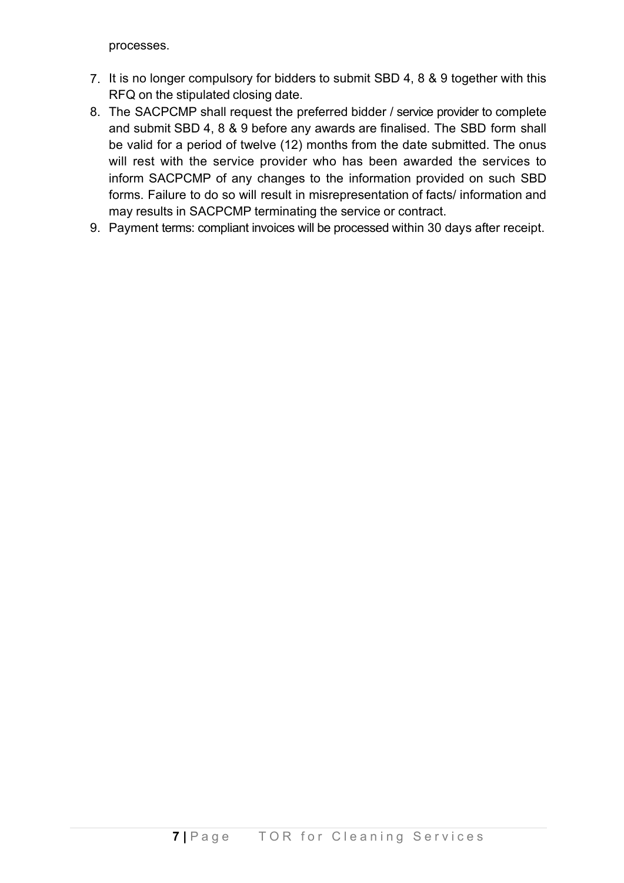processes.

7. It is no longer compulsory for bidders to submit SBD 4, 8 & 9 together with this RFQ on the stipulated closing date.
8. The SACPCMP shall request the preferred bidder / service provider to complete and submit SBD 4, 8 & 9 before any awards are finalised. The SBD form shall be valid for a period of twelve (12) months from the date submitted. The onus will rest with the service provider who has been awarded the services to inform SACPCMP of any changes to the information provided on such SBD forms. Failure to do so will result in misrepresentation of facts/ information and may results in SACPCMP terminating the service or contract.
9. Payment terms: compliant invoices will be processed within 30 days after receipt.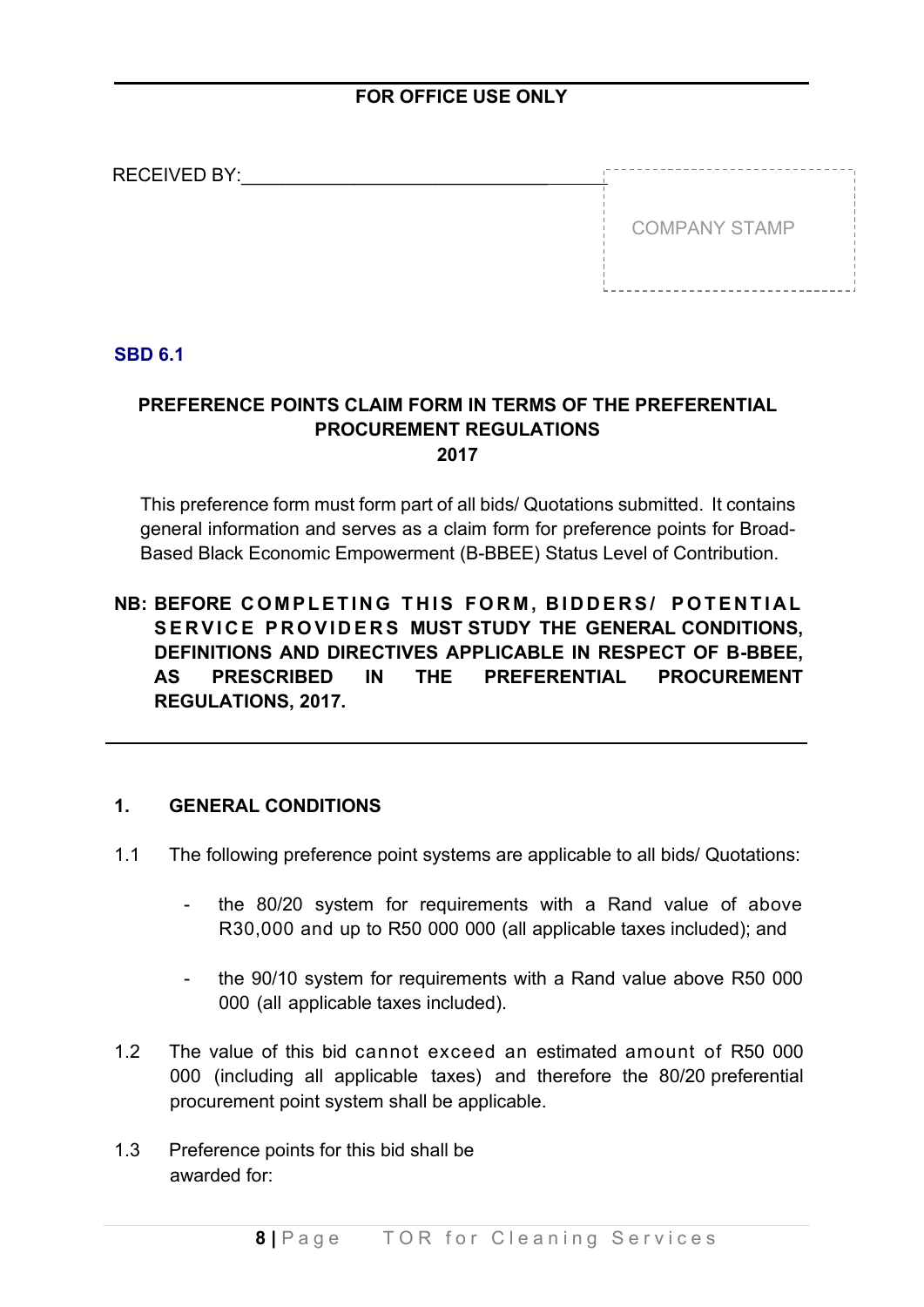**FOR OFFICE USE ONLY**

RECEIVED BY:\_\_\_\_\_\_\_\_\_\_\_\_\_\_\_\_\_\_\_\_\_\_\_\_\_\_\_\_\_\_\_\_\_\_\_\_\_

COMPANY STAMP

**SBD 6.1**

## PREFERENCE POINTS CLAIM FORM IN TERMS OF THE PREFERENTIAL PROCUREMENT REGULATIONS 2017

This preference form must form part of all bids/ Quotations submitted. It contains general information and serves as a claim form for preference points for Broad-Based Black Economic Empowerment (B-BBEE) Status Level of Contribution.

**NB: BEFORE COMPLETING THIS FORM, BIDDERS/ POTENTIAL SERVICE PROVIDERS MUST STUDY THE GENERAL CONDITIONS, DEFINITIONS AND DIRECTIVES APPLICABLE IN RESPECT OF B-BBEE, AS PRESCRIBED IN THE PREFERENTIAL PROCUREMENT REGULATIONS, 2017.**

### 1. GENERAL CONDITIONS

1.1 The following preference point systems are applicable to all bids/ Quotations:

- the 80/20 system for requirements with a Rand value of above R30,000 and up to R50 000 000 (all applicable taxes included); and
- the 90/10 system for requirements with a Rand value above R50 000 000 (all applicable taxes included).

1.2 The value of this bid cannot exceed an estimated amount of R50 000 000 (including all applicable taxes) and therefore the 80/20 preferential procurement point system shall be applicable.

1.3 Preference points for this bid shall be awarded for: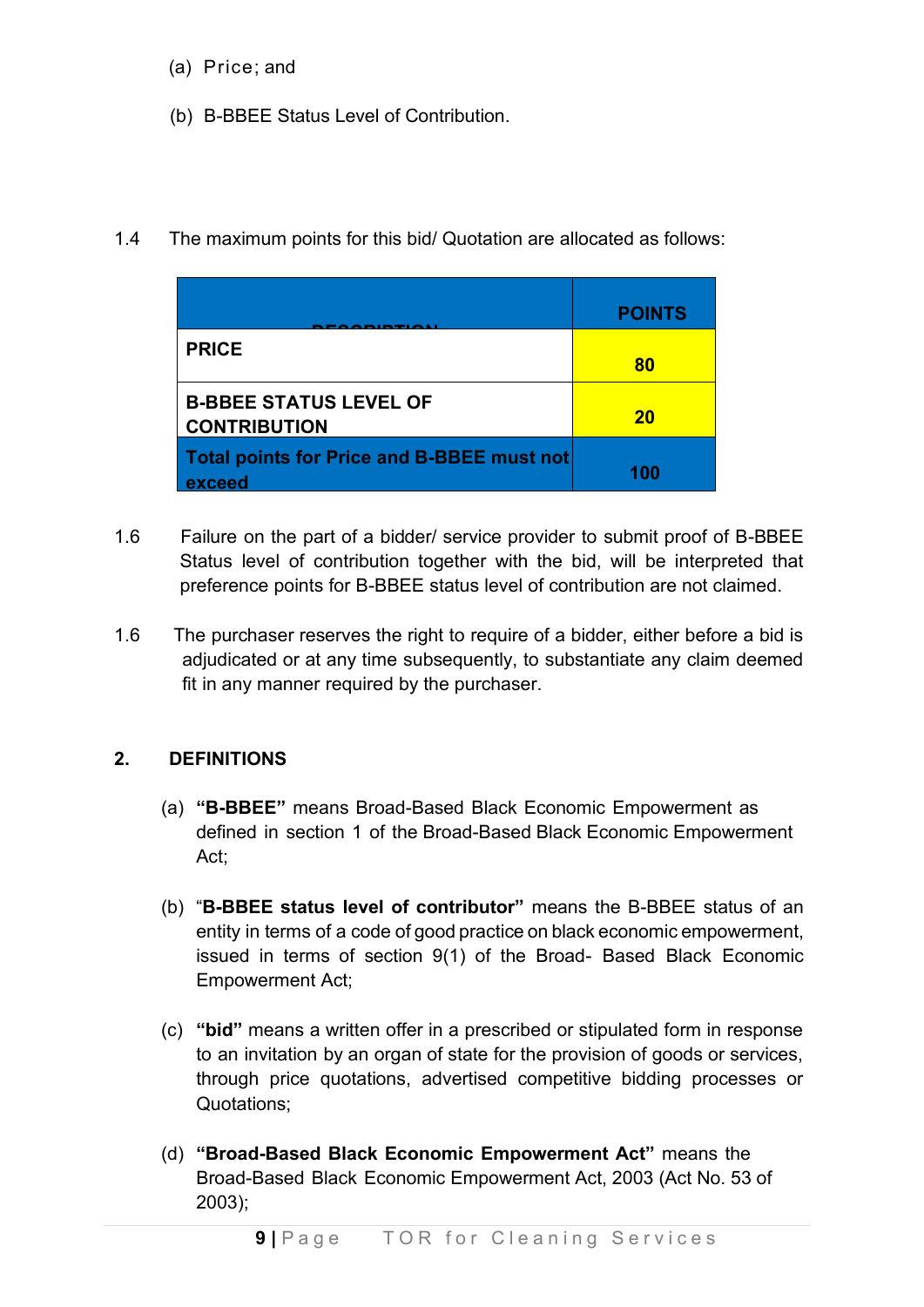(a) Price; and

(b) B-BBEE Status Level of Contribution.

1.4 The maximum points for this bid/ Quotation are allocated as follows:

| DESCRIPTION | POINTS |
|---|---|
| **PRICE** | **80** |
| **B-BBEE STATUS LEVEL OF CONTRIBUTION** | **20** |
| **Total points for Price and B-BBEE must not exceed** | **100** |

1.6 Failure on the part of a bidder/ service provider to submit proof of B-BBEE Status level of contribution together with the bid, will be interpreted that preference points for B-BBEE status level of contribution are not claimed.

1.6 The purchaser reserves the right to require of a bidder, either before a bid is adjudicated or at any time subsequently, to substantiate any claim deemed fit in any manner required by the purchaser.

## 2. DEFINITIONS

(a) **"B-BBEE"** means Broad-Based Black Economic Empowerment as defined in section 1 of the Broad-Based Black Economic Empowerment Act;

(b) "**B-BBEE status level of contributor"** means the B-BBEE status of an entity in terms of a code of good practice on black economic empowerment, issued in terms of section 9(1) of the Broad- Based Black Economic Empowerment Act;

(c) **"bid"** means a written offer in a prescribed or stipulated form in response to an invitation by an organ of state for the provision of goods or services, through price quotations, advertised competitive bidding processes or Quotations;

(d) **"Broad-Based Black Economic Empowerment Act"** means the Broad-Based Black Economic Empowerment Act, 2003 (Act No. 53 of 2003);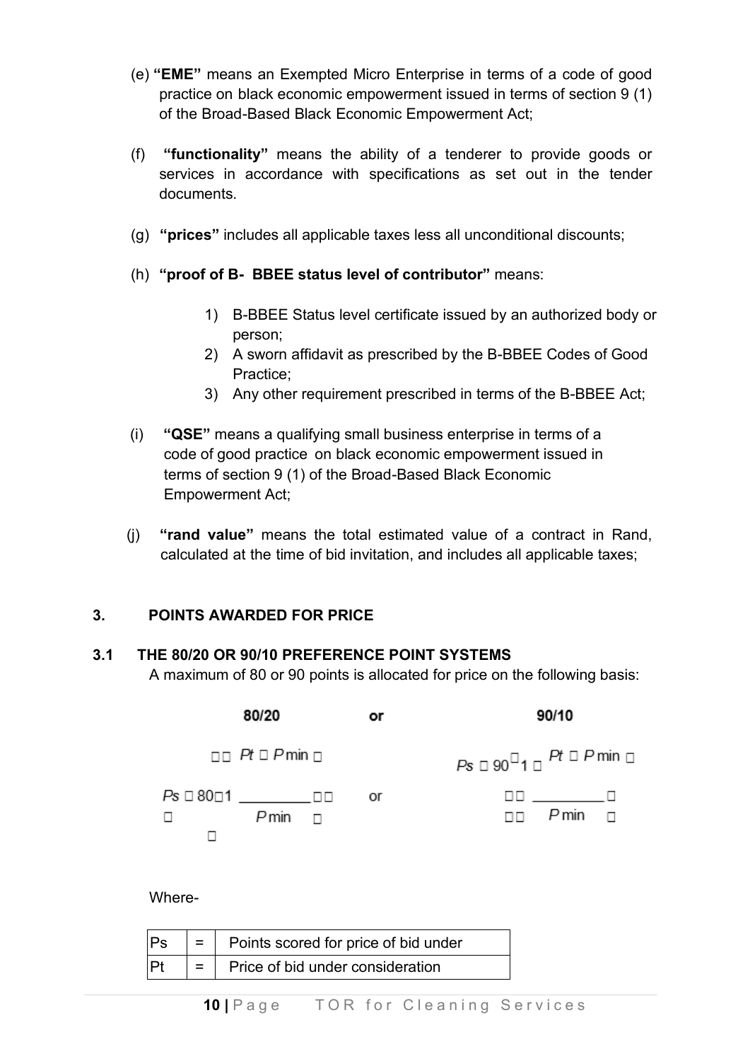(e) **"EME"** means an Exempted Micro Enterprise in terms of a code of good practice on black economic empowerment issued in terms of section 9 (1) of the Broad-Based Black Economic Empowerment Act;

(f) **"functionality"** means the ability of a tenderer to provide goods or services in accordance with specifications as set out in the tender documents.

(g) **"prices"** includes all applicable taxes less all unconditional discounts;

(h) **"proof of B- BBEE status level of contributor"** means:

1) B-BBEE Status level certificate issued by an authorized body or person;
2) A sworn affidavit as prescribed by the B-BBEE Codes of Good Practice;
3) Any other requirement prescribed in terms of the B-BBEE Act;

(i) **"QSE"** means a qualifying small business enterprise in terms of a code of good practice on black economic empowerment issued in terms of section 9 (1) of the Broad-Based Black Economic Empowerment Act;

(j) **"rand value"** means the total estimated value of a contract in Rand, calculated at the time of bid invitation, and includes all applicable taxes;

## 3. POINTS AWARDED FOR PRICE

### 3.1 THE 80/20 OR 90/10 PREFERENCE POINT SYSTEMS

A maximum of 80 or 90 points is allocated for price on the following basis:

**80/20** or **90/10**

$$Ps = 80\left(1 - \frac{Pt - P\min}{P\min}\right) \quad \text{or} \quad Ps = 90\left(1 - \frac{Pt - P\min}{P\min}\right)$$

Where-

| Ps | = | Points scored for price of bid under |
|---|---|---|
| Pt | = | Price of bid under consideration |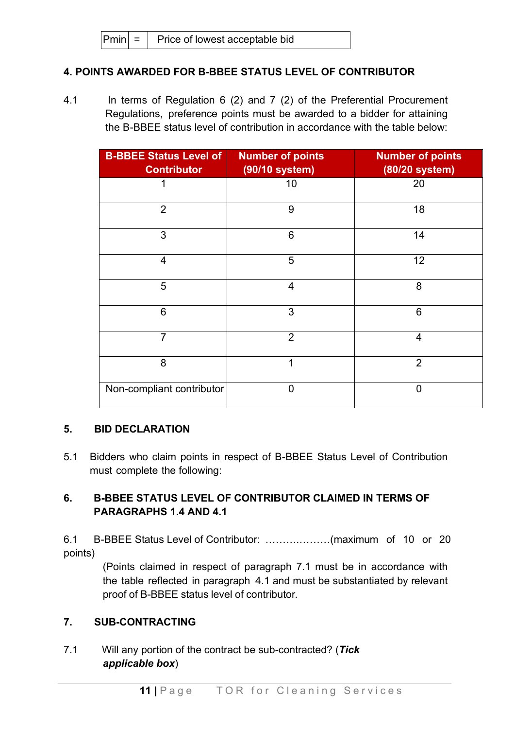| Pmin | = | Price of lowest acceptable bid |
|---|---|---|

## 4. POINTS AWARDED FOR B-BBEE STATUS LEVEL OF CONTRIBUTOR

4.1 In terms of Regulation 6 (2) and 7 (2) of the Preferential Procurement Regulations, preference points must be awarded to a bidder for attaining the B-BBEE status level of contribution in accordance with the table below:

| B-BBEE Status Level of Contributor | Number of points (90/10 system) | Number of points (80/20 system) |
|---|---|---|
| 1 | 10 | 20 |
| 2 | 9 | 18 |
| 3 | 6 | 14 |
| 4 | 5 | 12 |
| 5 | 4 | 8 |
| 6 | 3 | 6 |
| 7 | 2 | 4 |
| 8 | 1 | 2 |
| Non-compliant contributor | 0 | 0 |

## 5. BID DECLARATION

5.1 Bidders who claim points in respect of B-BBEE Status Level of Contribution must complete the following:

## 6. B-BBEE STATUS LEVEL OF CONTRIBUTOR CLAIMED IN TERMS OF PARAGRAPHS 1.4 AND 4.1

6.1 B-BBEE Status Level of Contributor: ……………….(maximum of 10 or 20 points)

(Points claimed in respect of paragraph 7.1 must be in accordance with the table reflected in paragraph 4.1 and must be substantiated by relevant proof of B-BBEE status level of contributor.

## 7. SUB-CONTRACTING

7.1 Will any portion of the contract be sub-contracted? (***Tick applicable box***)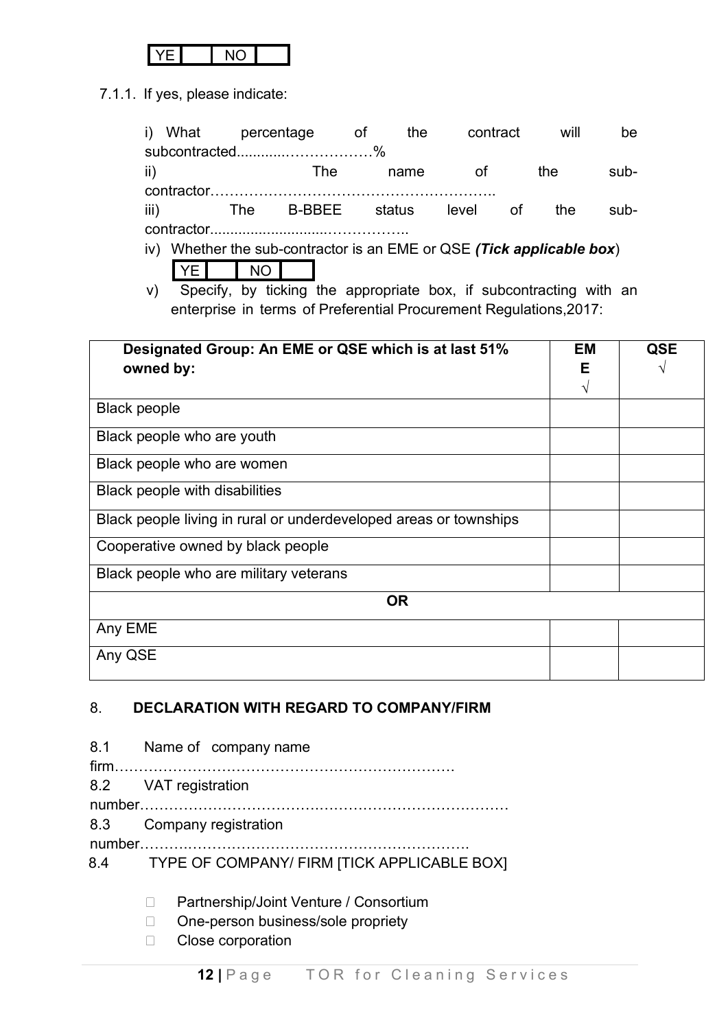| YE | | NO | |
|---|---|---|---|

7.1.1. If yes, please indicate:

i) What percentage of the contract will be subcontracted............………………%

ii) The name of the sub-contractor…………………………………………………..

iii) The B-BBEE status level of the sub-contractor............................……………..

iv) Whether the sub-contractor is an EME or QSE ***(Tick applicable box*)**

| YE | | NO | |
|---|---|---|---|

v) Specify, by ticking the appropriate box, if subcontracting with an enterprise in terms of Preferential Procurement Regulations,2017:

| **Designated Group: An EME or QSE which is at last 51% owned by:** | **EME** √ | **QSE** √ |
|---|---|---|
| Black people | | |
| Black people who are youth | | |
| Black people who are women | | |
| Black people with disabilities | | |
| Black people living in rural or underdeveloped areas or townships | | |
| Cooperative owned by black people | | |
| Black people who are military veterans | | |
| **OR** | | |
| Any EME | | |
| Any QSE | | |

## 8. DECLARATION WITH REGARD TO COMPANY/FIRM

8.1 Name of company name firm……………………………………………………………

8.2 VAT registration number……………………………………………………………………

8.3 Company registration number…………………………………………………………….

8.4 TYPE OF COMPANY/ FIRM [TICK APPLICABLE BOX]

- Partnership/Joint Venture / Consortium
- One-person business/sole propriety
- Close corporation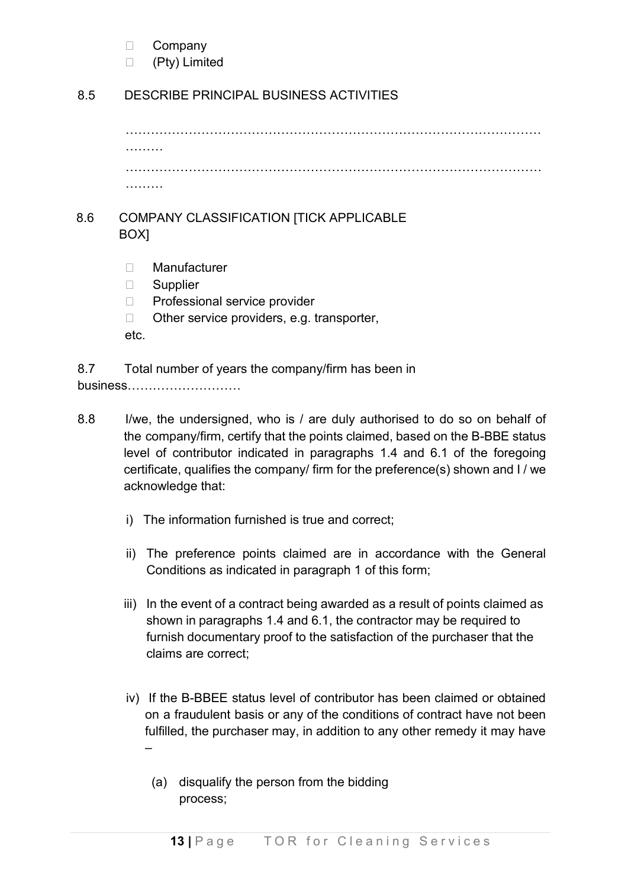- ☐ Company
- ☐ (Pty) Limited

8.5 DESCRIBE PRINCIPAL BUSINESS ACTIVITIES

…………………………………………………………………………………………………

…………………………………………………………………………………………………

8.6 COMPANY CLASSIFICATION [TICK APPLICABLE BOX]

- ☐ Manufacturer
- ☐ Supplier
- ☐ Professional service provider
- ☐ Other service providers, e.g. transporter, etc.

8.7 Total number of years the company/firm has been in business………………………

8.8 I/we, the undersigned, who is / are duly authorised to do so on behalf of the company/firm, certify that the points claimed, based on the B-BBE status level of contributor indicated in paragraphs 1.4 and 6.1 of the foregoing certificate, qualifies the company/ firm for the preference(s) shown and I / we acknowledge that:

i) The information furnished is true and correct;

ii) The preference points claimed are in accordance with the General Conditions as indicated in paragraph 1 of this form;

iii) In the event of a contract being awarded as a result of points claimed as shown in paragraphs 1.4 and 6.1, the contractor may be required to furnish documentary proof to the satisfaction of the purchaser that the claims are correct;

iv) If the B-BBEE status level of contributor has been claimed or obtained on a fraudulent basis or any of the conditions of contract have not been fulfilled, the purchaser may, in addition to any other remedy it may have –

(a) disqualify the person from the bidding process;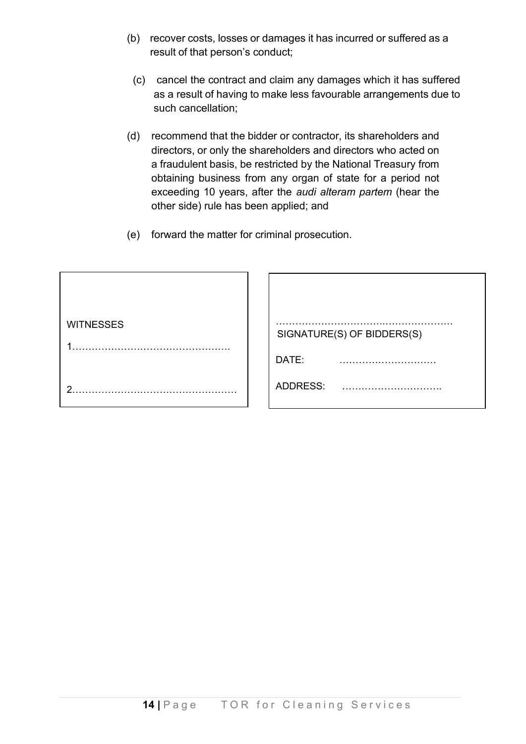(b) recover costs, losses or damages it has incurred or suffered as a result of that person's conduct;

(c) cancel the contract and claim any damages which it has suffered as a result of having to make less favourable arrangements due to such cancellation;

(d) recommend that the bidder or contractor, its shareholders and directors, or only the shareholders and directors who acted on a fraudulent basis, be restricted by the National Treasury from obtaining business from any organ of state for a period not exceeding 10 years, after the *audi alteram partem* (hear the other side) rule has been applied; and

(e) forward the matter for criminal prosecution.

| WITNESSES | ……………………………………………… SIGNATURE(S) OF BIDDERS(S) |
|---|---|
| 1…………………………………………. | DATE: ………………………… |
| 2…………………………………………… | ADDRESS: ………………………….. |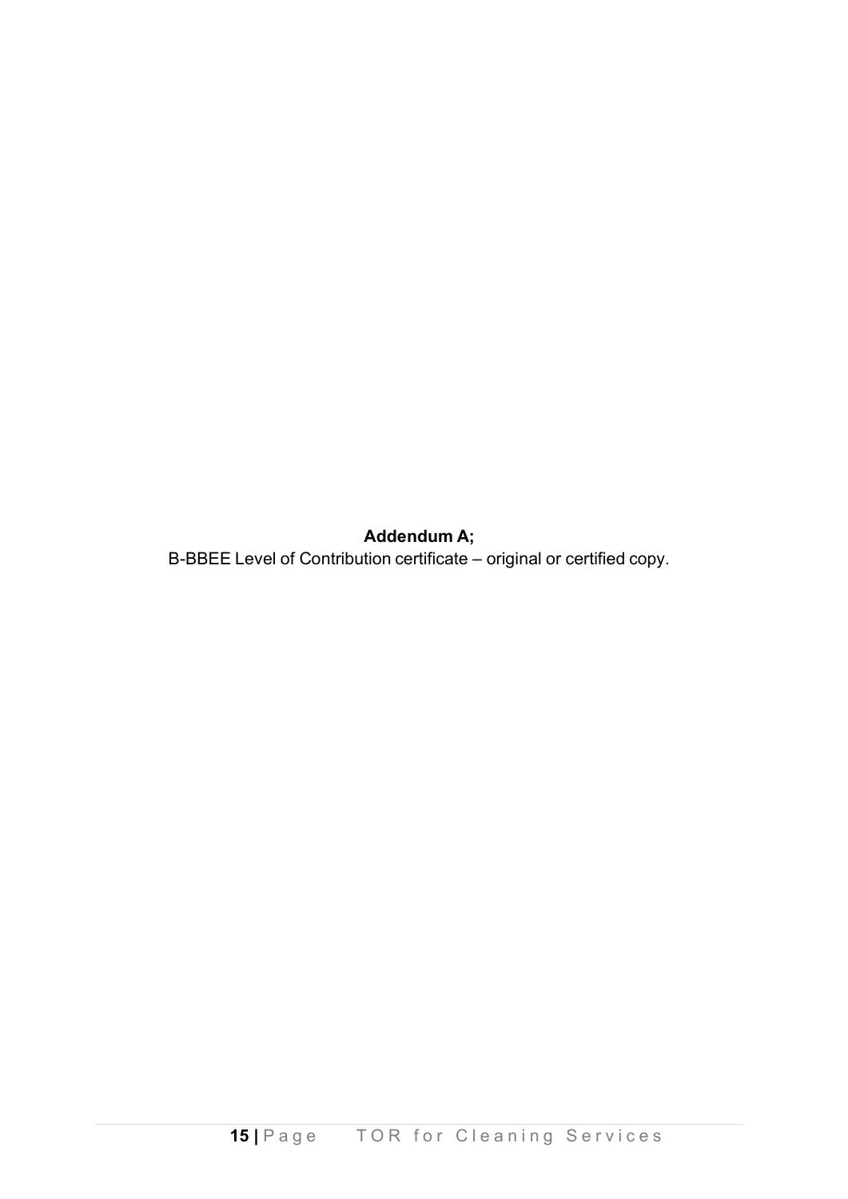**Addendum A;**

B-BBEE Level of Contribution certificate – original or certified copy.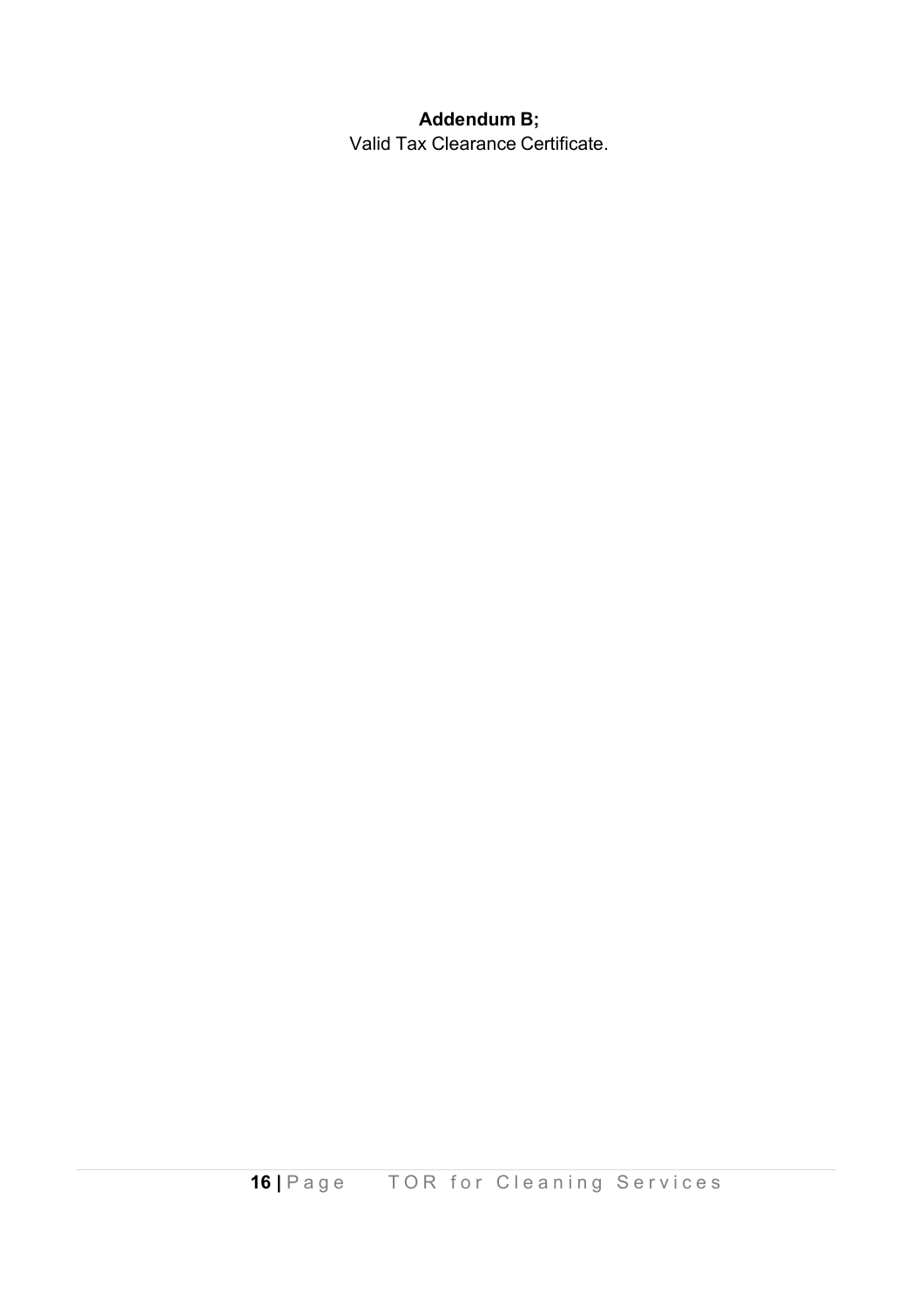**Addendum B;**

Valid Tax Clearance Certificate.